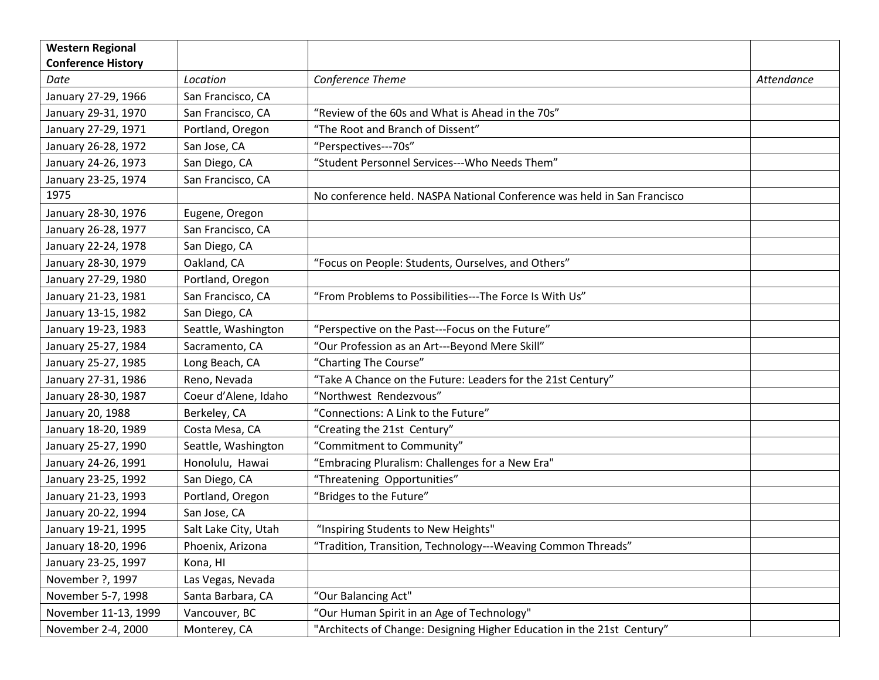| **Western Regional Conference History** | | | |
|---|---|---|---|
| *Date* | *Location* | *Conference Theme* | *Attendance* |
| January 27-29, 1966 | San Francisco, CA | | |
| January 29-31, 1970 | San Francisco, CA | “Review of the 60s and What is Ahead in the 70s” | |
| January 27-29, 1971 | Portland, Oregon | “The Root and Branch of Dissent” | |
| January 26-28, 1972 | San Jose, CA | “Perspectives---70s” | |
| January 24-26, 1973 | San Diego, CA | “Student Personnel Services---Who Needs Them” | |
| January 23-25, 1974 | San Francisco, CA | | |
| 1975 | | No conference held. NASPA National Conference was held in San Francisco | |
| January 28-30, 1976 | Eugene, Oregon | | |
| January 26-28, 1977 | San Francisco, CA | | |
| January 22-24, 1978 | San Diego, CA | | |
| January 28-30, 1979 | Oakland, CA | “Focus on People: Students, Ourselves, and Others” | |
| January 27-29, 1980 | Portland, Oregon | | |
| January 21-23, 1981 | San Francisco, CA | “From Problems to Possibilities---The Force Is With Us” | |
| January 13-15, 1982 | San Diego, CA | | |
| January 19-23, 1983 | Seattle, Washington | “Perspective on the Past---Focus on the Future” | |
| January 25-27, 1984 | Sacramento, CA | “Our Profession as an Art---Beyond Mere Skill” | |
| January 25-27, 1985 | Long Beach, CA | “Charting The Course” | |
| January 27-31, 1986 | Reno, Nevada | “Take A Chance on the Future: Leaders for the 21st Century” | |
| January 28-30, 1987 | Coeur d’Alene, Idaho | “Northwest Rendezvous” | |
| January 20, 1988 | Berkeley, CA | “Connections: A Link to the Future” | |
| January 18-20, 1989 | Costa Mesa, CA | “Creating the 21st Century” | |
| January 25-27, 1990 | Seattle, Washington | “Commitment to Community” | |
| January 24-26, 1991 | Honolulu, Hawai | “Embracing Pluralism: Challenges for a New Era" | |
| January 23-25, 1992 | San Diego, CA | “Threatening Opportunities” | |
| January 21-23, 1993 | Portland, Oregon | “Bridges to the Future” | |
| January 20-22, 1994 | San Jose, CA | | |
| January 19-21, 1995 | Salt Lake City, Utah | “Inspiring Students to New Heights" | |
| January 18-20, 1996 | Phoenix, Arizona | “Tradition, Transition, Technology---Weaving Common Threads” | |
| January 23-25, 1997 | Kona, HI | | |
| November ?, 1997 | Las Vegas, Nevada | | |
| November 5-7, 1998 | Santa Barbara, CA | “Our Balancing Act" | |
| November 11-13, 1999 | Vancouver, BC | “Our Human Spirit in an Age of Technology" | |
| November 2-4, 2000 | Monterey, CA | "Architects of Change: Designing Higher Education in the 21st Century” | |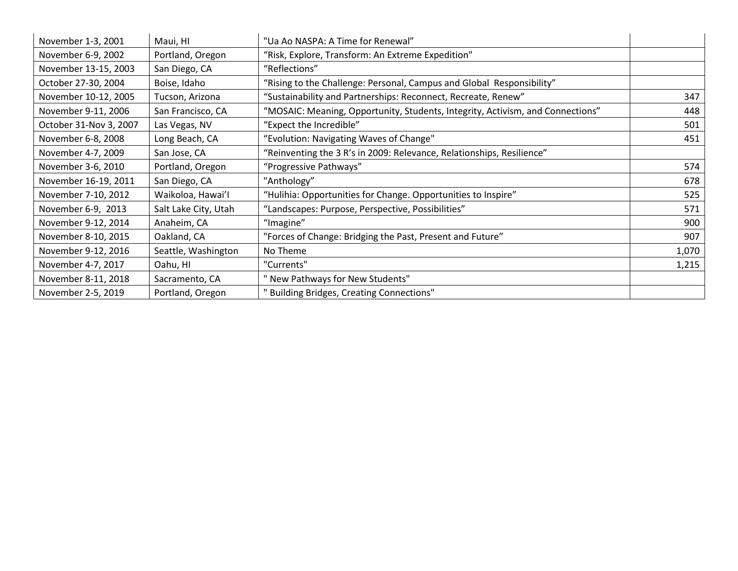| | | | |
|---|---|---|---|
| November 1-3, 2001 | Maui, HI | "Ua Ao NASPA: A Time for Renewal” | |
| November 6-9, 2002 | Portland, Oregon | “Risk, Explore, Transform: An Extreme Expedition" | |
| November 13-15, 2003 | San Diego, CA | “Reflections” | |
| October 27-30, 2004 | Boise, Idaho | “Rising to the Challenge: Personal, Campus and Global Responsibility” | |
| November 10-12, 2005 | Tucson, Arizona | “Sustainability and Partnerships: Reconnect, Recreate, Renew” | 347 |
| November 9-11, 2006 | San Francisco, CA | “MOSAIC: Meaning, Opportunity, Students, Integrity, Activism, and Connections” | 448 |
| October 31-Nov 3, 2007 | Las Vegas, NV | “Expect the Incredible” | 501 |
| November 6-8, 2008 | Long Beach, CA | “Evolution: Navigating Waves of Change" | 451 |
| November 4-7, 2009 | San Jose, CA | “Reinventing the 3 R’s in 2009: Relevance, Relationships, Resilience” | |
| November 3-6, 2010 | Portland, Oregon | “Progressive Pathways” | 574 |
| November 16-19, 2011 | San Diego, CA | "Anthology” | 678 |
| November 7-10, 2012 | Waikoloa, Hawai’I | “Hulihia: Opportunities for Change. Opportunities to Inspire” | 525 |
| November 6-9, 2013 | Salt Lake City, Utah | “Landscapes: Purpose, Perspective, Possibilities” | 571 |
| November 9-12, 2014 | Anaheim, CA | “Imagine” | 900 |
| November 8-10, 2015 | Oakland, CA | "Forces of Change: Bridging the Past, Present and Future” | 907 |
| November 9-12, 2016 | Seattle, Washington | No Theme | 1,070 |
| November 4-7, 2017 | Oahu, HI | "Currents" | 1,215 |
| November 8-11, 2018 | Sacramento, CA | " New Pathways for New Students" | |
| November 2-5, 2019 | Portland, Oregon | " Building Bridges, Creating Connections" | |